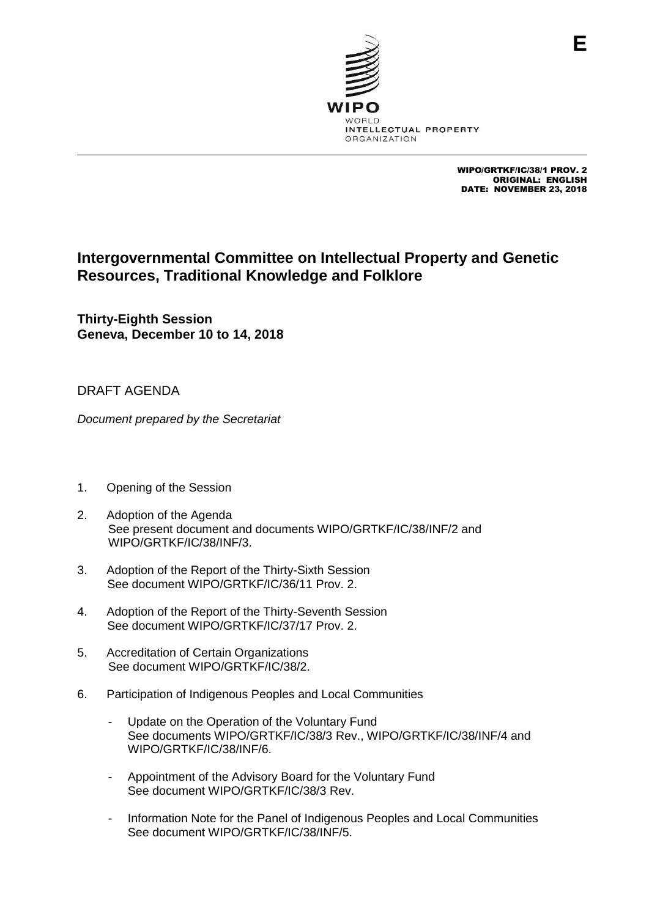E

WIPO

WORLD INTELLECTUAL PROPERTY ORGANIZATION

WIPO/GRTKF/IC/38/1 PROV. 2
ORIGINAL: ENGLISH
DATE: NOVEMBER 23, 2018

# Intergovernmental Committee on Intellectual Property and Genetic Resources, Traditional Knowledge and Folklore

**Thirty-Eighth Session**
**Geneva, December 10 to 14, 2018**

## DRAFT AGENDA

*Document prepared by the Secretariat*

1. Opening of the Session

2. Adoption of the Agenda
   See present document and documents WIPO/GRTKF/IC/38/INF/2 and WIPO/GRTKF/IC/38/INF/3.

3. Adoption of the Report of the Thirty-Sixth Session
   See document WIPO/GRTKF/IC/36/11 Prov. 2.

4. Adoption of the Report of the Thirty-Seventh Session
   See document WIPO/GRTKF/IC/37/17 Prov. 2.

5. Accreditation of Certain Organizations
   See document WIPO/GRTKF/IC/38/2.

6. Participation of Indigenous Peoples and Local Communities

   - Update on the Operation of the Voluntary Fund
     See documents WIPO/GRTKF/IC/38/3 Rev., WIPO/GRTKF/IC/38/INF/4 and WIPO/GRTKF/IC/38/INF/6.

   - Appointment of the Advisory Board for the Voluntary Fund
     See document WIPO/GRTKF/IC/38/3 Rev.

   - Information Note for the Panel of Indigenous Peoples and Local Communities
     See document WIPO/GRTKF/IC/38/INF/5.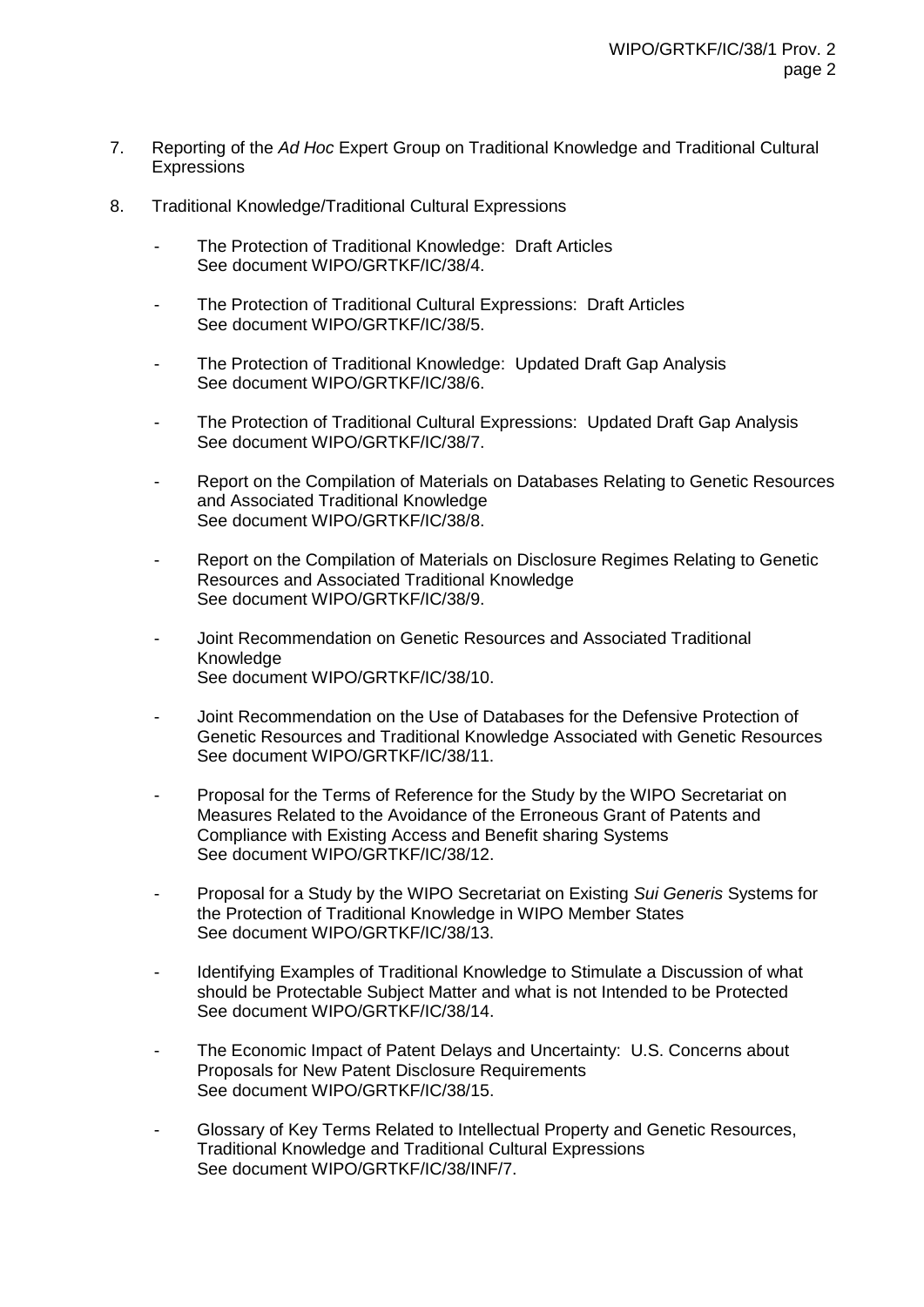7. Reporting of the *Ad Hoc* Expert Group on Traditional Knowledge and Traditional Cultural Expressions

8. Traditional Knowledge/Traditional Cultural Expressions

   - The Protection of Traditional Knowledge: Draft Articles
     See document WIPO/GRTKF/IC/38/4.

   - The Protection of Traditional Cultural Expressions: Draft Articles
     See document WIPO/GRTKF/IC/38/5.

   - The Protection of Traditional Knowledge: Updated Draft Gap Analysis
     See document WIPO/GRTKF/IC/38/6.

   - The Protection of Traditional Cultural Expressions: Updated Draft Gap Analysis
     See document WIPO/GRTKF/IC/38/7.

   - Report on the Compilation of Materials on Databases Relating to Genetic Resources and Associated Traditional Knowledge
     See document WIPO/GRTKF/IC/38/8.

   - Report on the Compilation of Materials on Disclosure Regimes Relating to Genetic Resources and Associated Traditional Knowledge
     See document WIPO/GRTKF/IC/38/9.

   - Joint Recommendation on Genetic Resources and Associated Traditional Knowledge
     See document WIPO/GRTKF/IC/38/10.

   - Joint Recommendation on the Use of Databases for the Defensive Protection of Genetic Resources and Traditional Knowledge Associated with Genetic Resources
     See document WIPO/GRTKF/IC/38/11.

   - Proposal for the Terms of Reference for the Study by the WIPO Secretariat on Measures Related to the Avoidance of the Erroneous Grant of Patents and Compliance with Existing Access and Benefit sharing Systems
     See document WIPO/GRTKF/IC/38/12.

   - Proposal for a Study by the WIPO Secretariat on Existing *Sui Generis* Systems for the Protection of Traditional Knowledge in WIPO Member States
     See document WIPO/GRTKF/IC/38/13.

   - Identifying Examples of Traditional Knowledge to Stimulate a Discussion of what should be Protectable Subject Matter and what is not Intended to be Protected
     See document WIPO/GRTKF/IC/38/14.

   - The Economic Impact of Patent Delays and Uncertainty: U.S. Concerns about Proposals for New Patent Disclosure Requirements
     See document WIPO/GRTKF/IC/38/15.

   - Glossary of Key Terms Related to Intellectual Property and Genetic Resources, Traditional Knowledge and Traditional Cultural Expressions
     See document WIPO/GRTKF/IC/38/INF/7.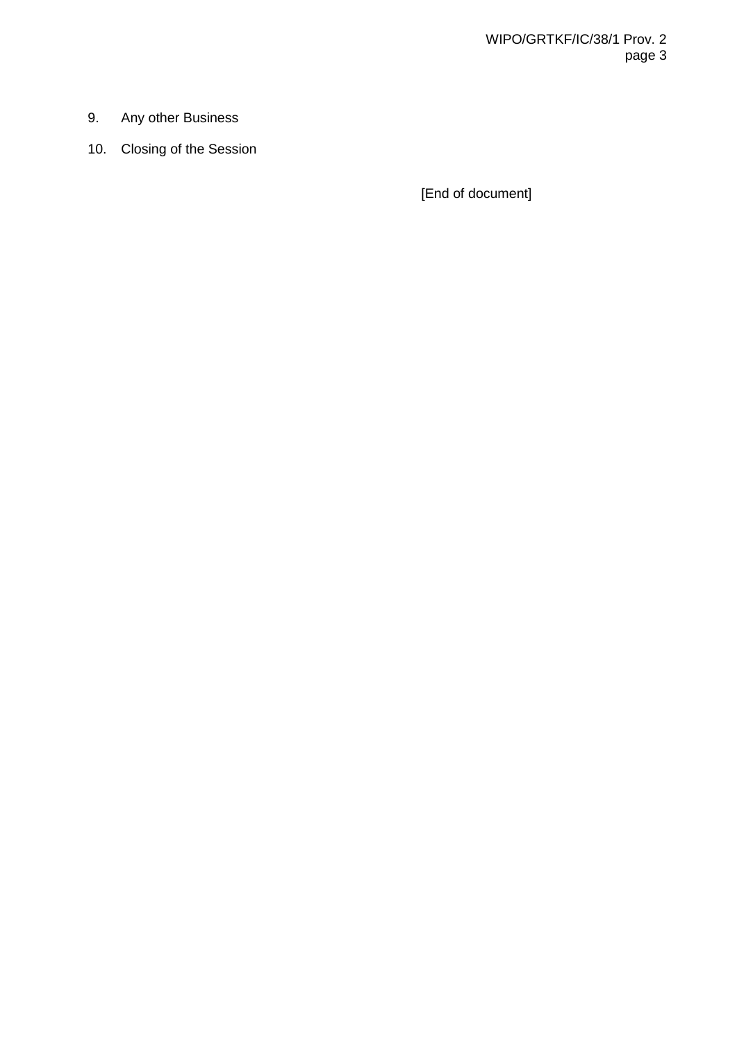9. Any other Business

10. Closing of the Session

[End of document]